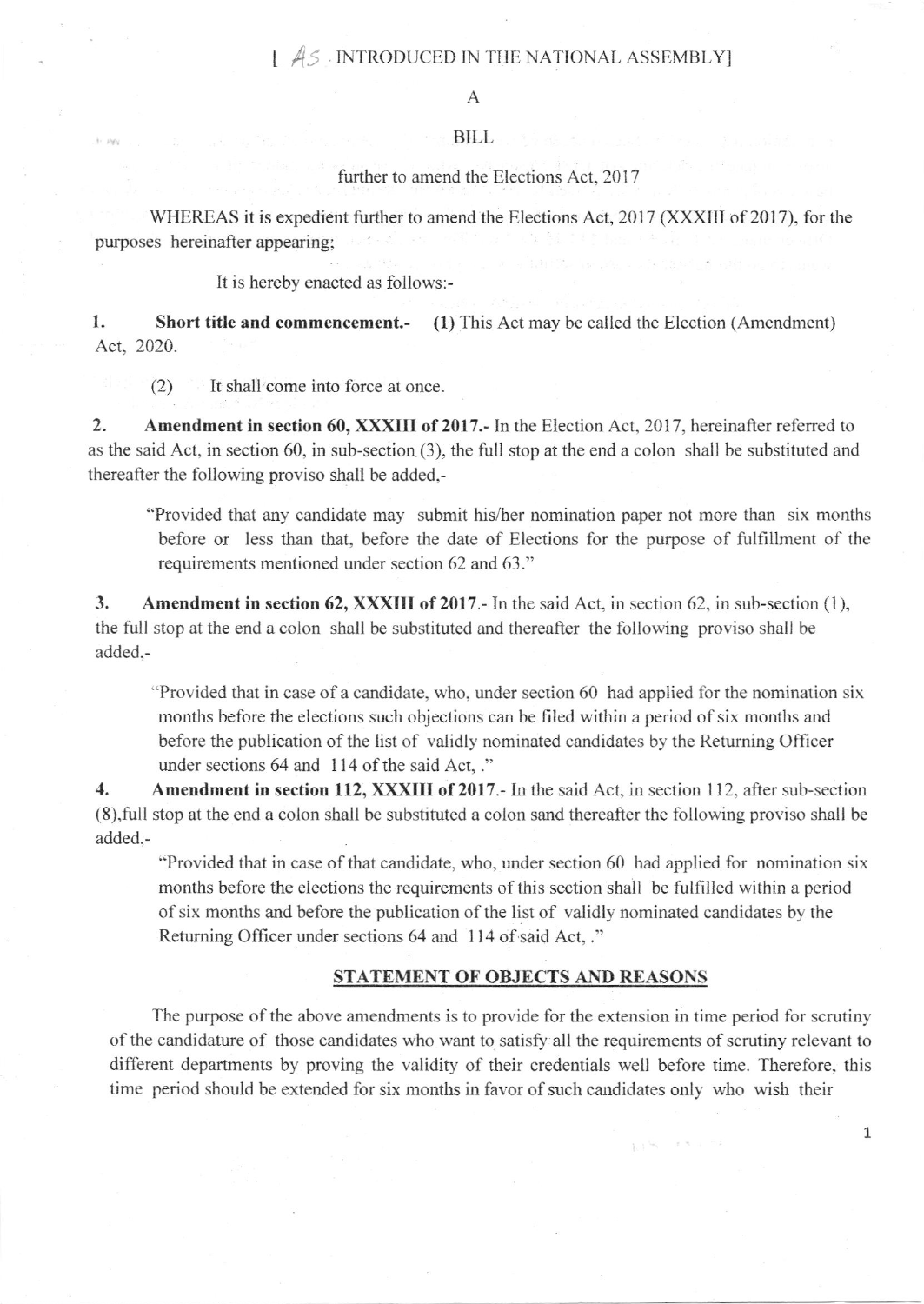[ AS INTRODUCED IN THE NATIONAL ASSEMBLY]

A

BILL

further to amend the Elections Act, 2017

WHEREAS it is expedient further to amend the Elections Act, 2017 (XXXIII of 2017), for the purposes hereinafter appearing;

It is hereby enacted as follows:-

1. **Short title and commencement.-** **(1)** This Act may be called the Election (Amendment) Act, 2020.

(2) It shall come into force at once.

2. **Amendment in section 60, XXXIII of 2017.-** In the Election Act, 2017, hereinafter referred to as the said Act, in section 60, in sub-section (3), the full stop at the end a colon shall be substituted and thereafter the following proviso shall be added,-

> "Provided that any candidate may submit his/her nomination paper not more than six months before or less than that, before the date of Elections for the purpose of fulfillment of the requirements mentioned under section 62 and 63."

3. **Amendment in section 62, XXXIII of 2017.-** In the said Act, in section 62, in sub-section (1), the full stop at the end a colon shall be substituted and thereafter the following proviso shall be added,-

> "Provided that in case of a candidate, who, under section 60 had applied for the nomination six months before the elections such objections can be filed within a period of six months and before the publication of the list of validly nominated candidates by the Returning Officer under sections 64 and 114 of the said Act, ."

4. **Amendment in section 112, XXXIII of 2017.-** In the said Act, in section 112, after sub-section (8),full stop at the end a colon shall be substituted a colon sand thereafter the following proviso shall be added,-

> "Provided that in case of that candidate, who, under section 60 had applied for nomination six months before the elections the requirements of this section shall be fulfilled within a period of six months and before the publication of the list of validly nominated candidates by the Returning Officer under sections 64 and 114 of said Act, ."

## STATEMENT OF OBJECTS AND REASONS

The purpose of the above amendments is to provide for the extension in time period for scrutiny of the candidature of those candidates who want to satisfy all the requirements of scrutiny relevant to different departments by proving the validity of their credentials well before time. Therefore, this time period should be extended for six months in favor of such candidates only who wish their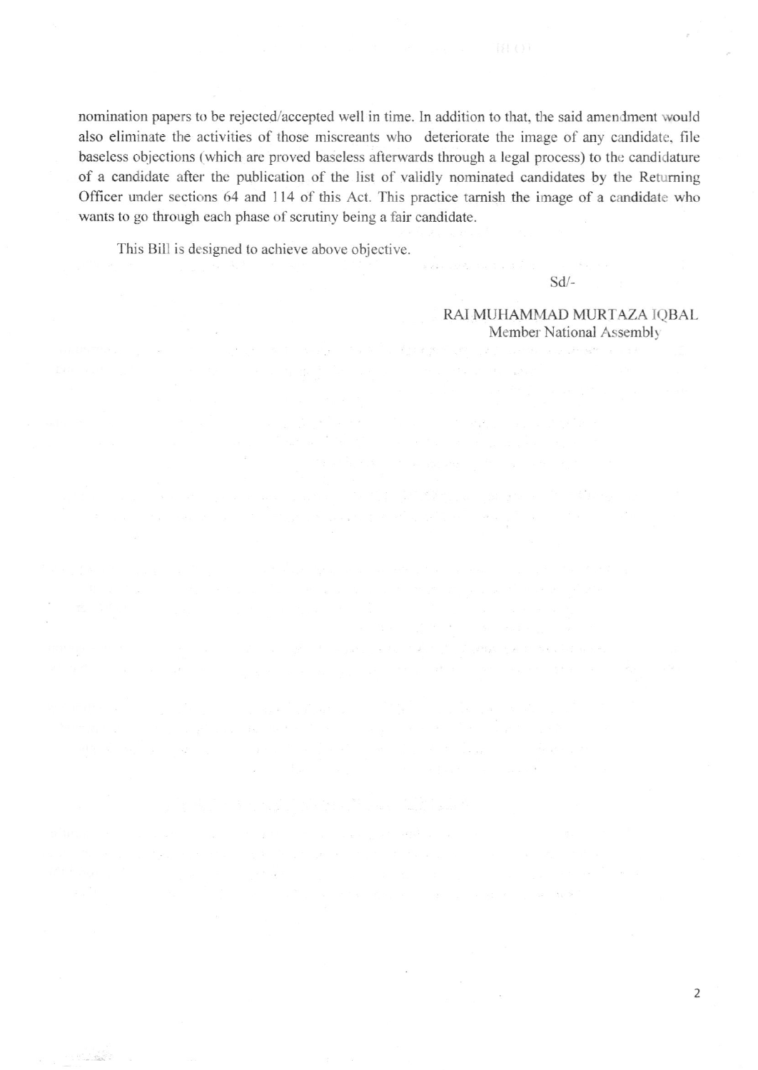nomination papers to be rejected/accepted well in time. In addition to that, the said amendment would also eliminate the activities of those miscreants who deteriorate the image of any candidate, file baseless objections (which are proved baseless afterwards through a legal process) to the candidature of a candidate after the publication of the list of validly nominated candidates by the Returning Officer under sections 64 and 114 of this Act. This practice tarnish the image of a candidate who wants to go through each phase of scrutiny being a fair candidate.

This Bill is designed to achieve above objective.

Sd/-

RAI MUHAMMAD MURTAZA IQBAL
Member National Assembly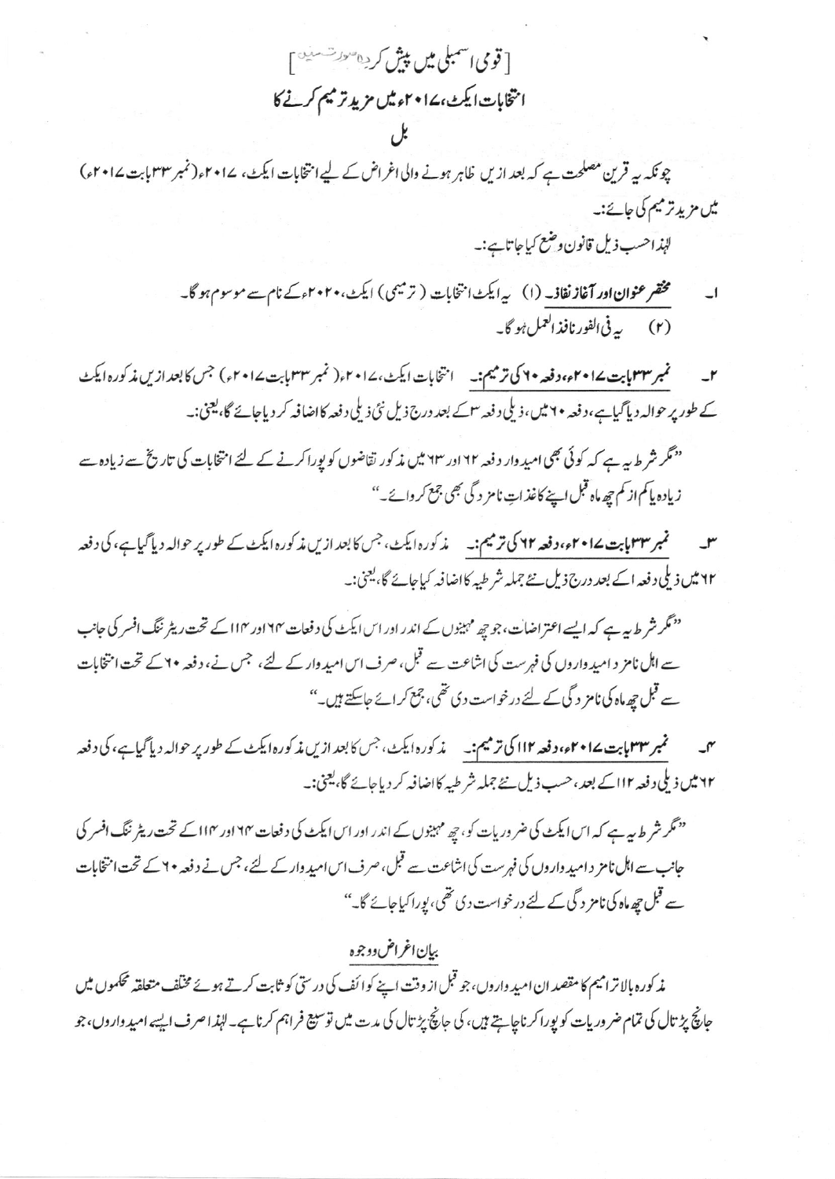[قومی اسمبلی میں پیش کردہ صورت میں]

# انتخابات ایکٹ، ۲۰۱۷ء میں مزید ترمیم کرنے کا

# بل

چونکہ یہ قرین مصلحت ہے کہ بعد ازیں ظاہر ہونے والی اغراض کے لیے انتخابات ایکٹ، ۲۰۱۷ء (نمبر ۳۳ بابت ۲۰۱۷ء) میں مزید ترمیم کی جائے:۔

لہٰذا حسب ذیل قانون وضع کیا جاتا ہے:۔

۱۔ **مختصر عنوان اور آغاز نفاذ۔** (۱) یہ ایکٹ انتخابات (ترمیمی) ایکٹ، ۲۰۲۰ء کے نام سے موسوم ہوگا۔

(۲) یہ فی الفور نافذ العمل ہوگا۔

۲۔ **نمبر ۳۳ بابت ۲۰۱۷ء، دفعہ ۶۰ کی ترمیم:۔** انتخابات ایکٹ، ۲۰۱۷ء (نمبر ۳۳ بابت ۲۰۱۷ء) جس کا بعد ازیں مذکورہ ایکٹ کے طور پر حوالہ دیا گیا ہے، دفعہ ۶۰ میں، ذیلی دفعہ ۳ کے بعد درج ذیل نئی ذیلی دفعہ کا اضافہ کر دیا جائے گا، یعنی:۔

"مگر شرط یہ ہے کہ کوئی بھی امیدوار دفعہ ۶۲ اور ۶۳ میں مذکور تقاضوں کو پورا کرنے کے لئے انتخابات کی تاریخ سے زیادہ سے زیادہ یا کم از کم چھ ماہ قبل اپنے کاغذاتِ نامزدگی بھی جمع کروائے۔"

۳۔ **نمبر ۳۳ بابت ۲۰۱۷ء، دفعہ ۶۲ کی ترمیم:۔** مذکورہ ایکٹ، جس کا بعد ازیں مذکورہ ایکٹ کے طور پر حوالہ دیا گیا ہے، کی دفعہ ۶۲ میں ذیلی دفعہ ا کے بعد درج ذیل نئے جملہ شرطیہ کا اضافہ کیا جائے گا، یعنی:۔

"مگر شرط یہ ہے کہ ایسے اعتراضات، جو چھ مہینوں کے اندر اور اس ایکٹ کی دفعات ۶۴ اور ۱۱۴ کے تحت ریٹرننگ افسر کی جانب سے اہل نامزد امیدواروں کی فہرست کی اشاعت سے قبل، صرف اس امیدوار کے لئے، جس نے، دفعہ ۶۰ کے تحت انتخابات سے قبل چھ ماہ کی نامزدگی کے لئے درخواست دی تھی، جمع کرائے جاسکتے ہیں۔"

۴۔ **نمبر ۳۳ بابت ۲۰۱۷ء، دفعہ ۱۱۲ کی ترمیم:۔** مذکورہ ایکٹ، جس کا بعد ازیں مذکورہ ایکٹ کے طور پر حوالہ دیا گیا ہے، کی دفعہ ۶۲ میں ذیلی دفعہ ۱۱۲ کے بعد، حسب ذیل نئے جملہ شرطیہ کا اضافہ کر دیا جائے گا، یعنی:۔

"مگر شرط یہ ہے کہ اس ایکٹ کی ضروریات کو، چھ مہینوں کے اندر اور اس ایکٹ کی دفعات ۶۴ اور ۱۱۴ کے تحت ریٹرننگ افسر کی جانب سے اہل نامزد امیدواروں کی فہرست کی اشاعت سے قبل، صرف اس امیدوار کے لئے، جس نے دفعہ ۶۰ کے تحت انتخابات سے قبل چھ ماہ کی نامزدگی کے لئے درخواست دی تھی، پورا کیا جائے گا۔"

## بیان اغراض و وجوہ

مذکورہ بالا ترامیم کا مقصد ان امیدواروں، جو قبل از وقت اپنے کوائف کی درستی کو ثابت کرتے ہوئے مختلف متعلقہ محکموں میں جانچ پڑتال کی تمام ضروریات کو پورا کرنا چاہتے ہیں، کی جانچ پڑتال کی مدت میں توسیع فراہم کرنا ہے۔ لہٰذا صرف ایسے امیدواروں، جو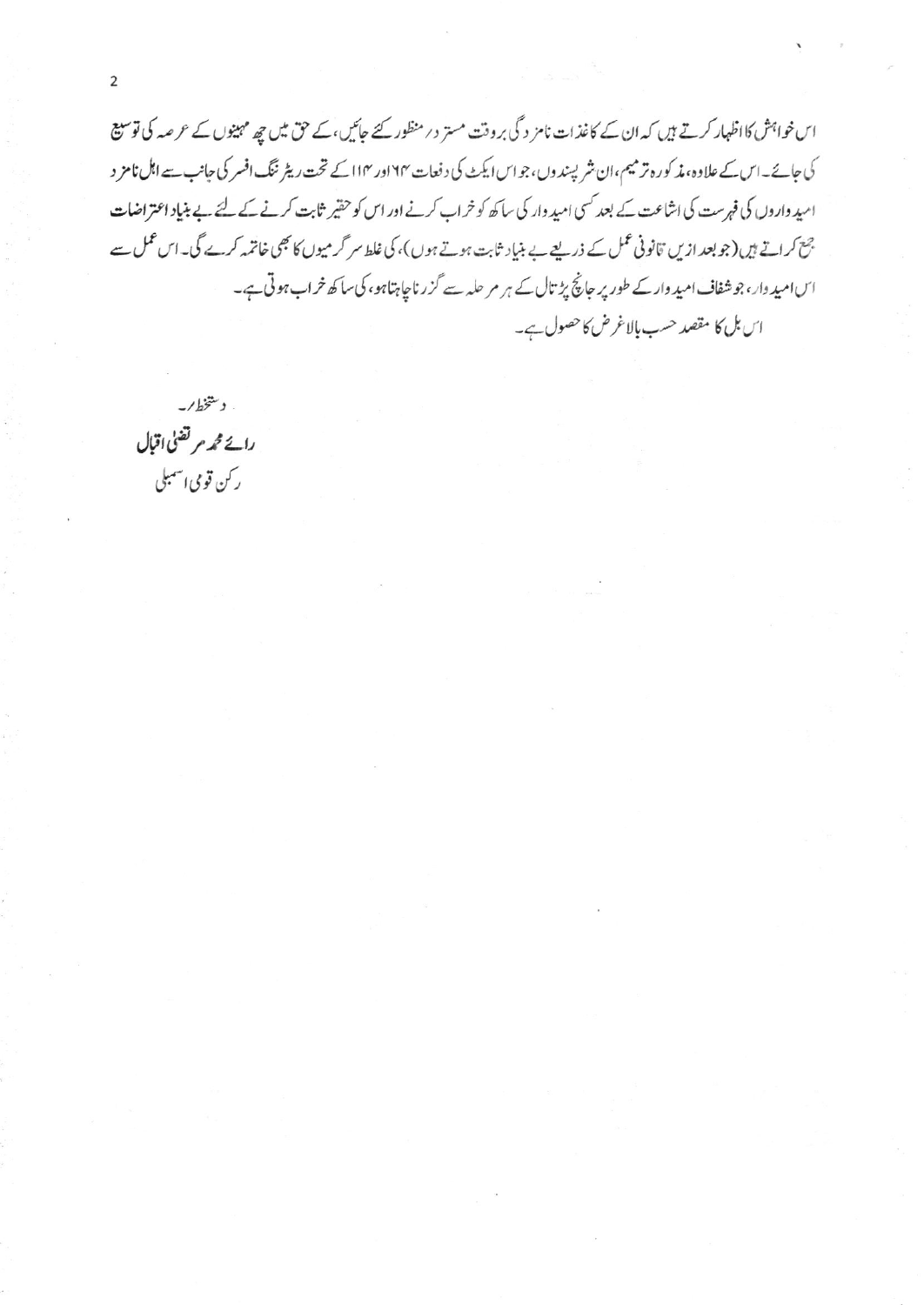اس خواہش کا اظہار کرتے ہیں کہ ان کے کاغذات نامزدگی بروقت مسترد/منظور کئے جائیں، کے حق میں چھ مہینوں کے عرصہ کی توسیع کی جائے۔ اس کے علاوہ، مذکورہ ترمیم، ان شر پسندوں، جو اس ایکٹ کی دفعات ۶۴ اور ۱۱۴ کے تحت ریٹرننگ افسر کی جانب سے اہل نامزد امیدواروں کی فہرست کی اشاعت کے بعد کسی امیدوار کی ساکھ کو خراب کرنے اور اس کو حقیر ثابت کرنے کے لئے۔ بے بنیاد اعتراضات جمع کراتے ہیں (جو بعد ازیں قانونی عمل کے ذریعے بے بنیاد ثابت ہوتے ہوں)، کی غلط سرگرمیوں کا بھی خاتمہ کرے گی۔ اس عمل سے اس امیدوار، جو شفاف امیدوار کے طور پر جانچ پڑتال کے ہر مرحلہ سے گزرنا چاہتا ہو، کی ساکھ خراب ہوتی ہے۔

اس بل کا مقصد حسب بالا غرض کا حصول ہے۔

دستخط/۔

**رائے محمد مرتضیٰ اقبال**

رکن قومی اسمبلی